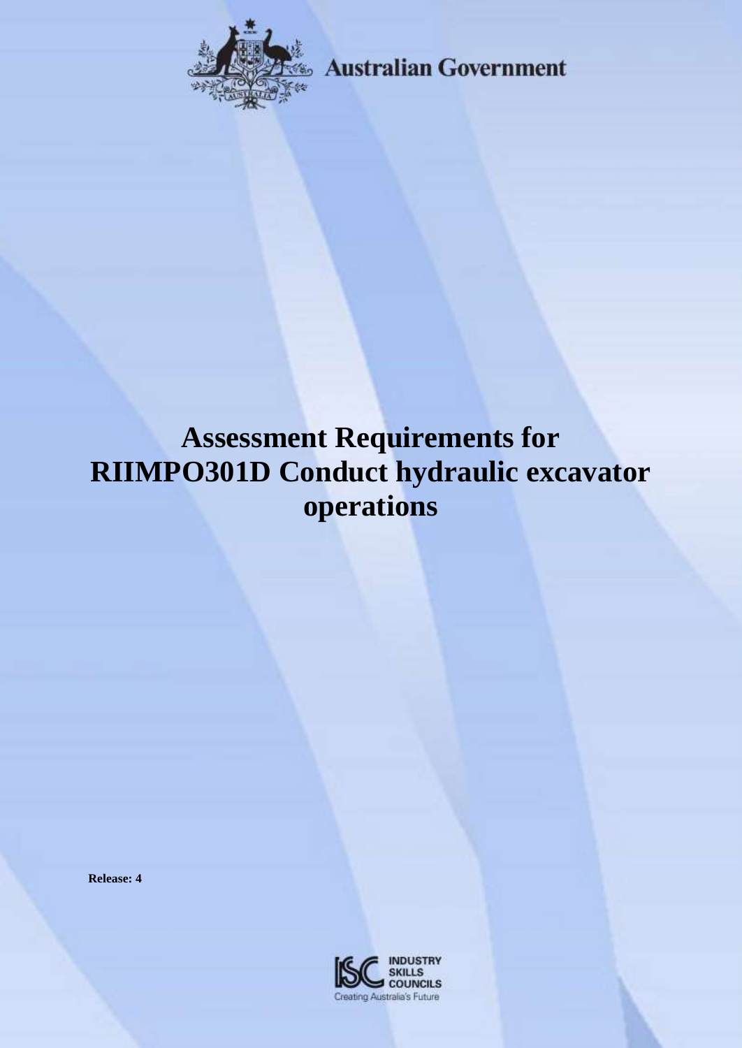Australian Government

# Assessment Requirements for RIIMPO301D Conduct hydraulic excavator operations

**Release: 4**

INDUSTRY SKILLS COUNCILS
Creating Australia's Future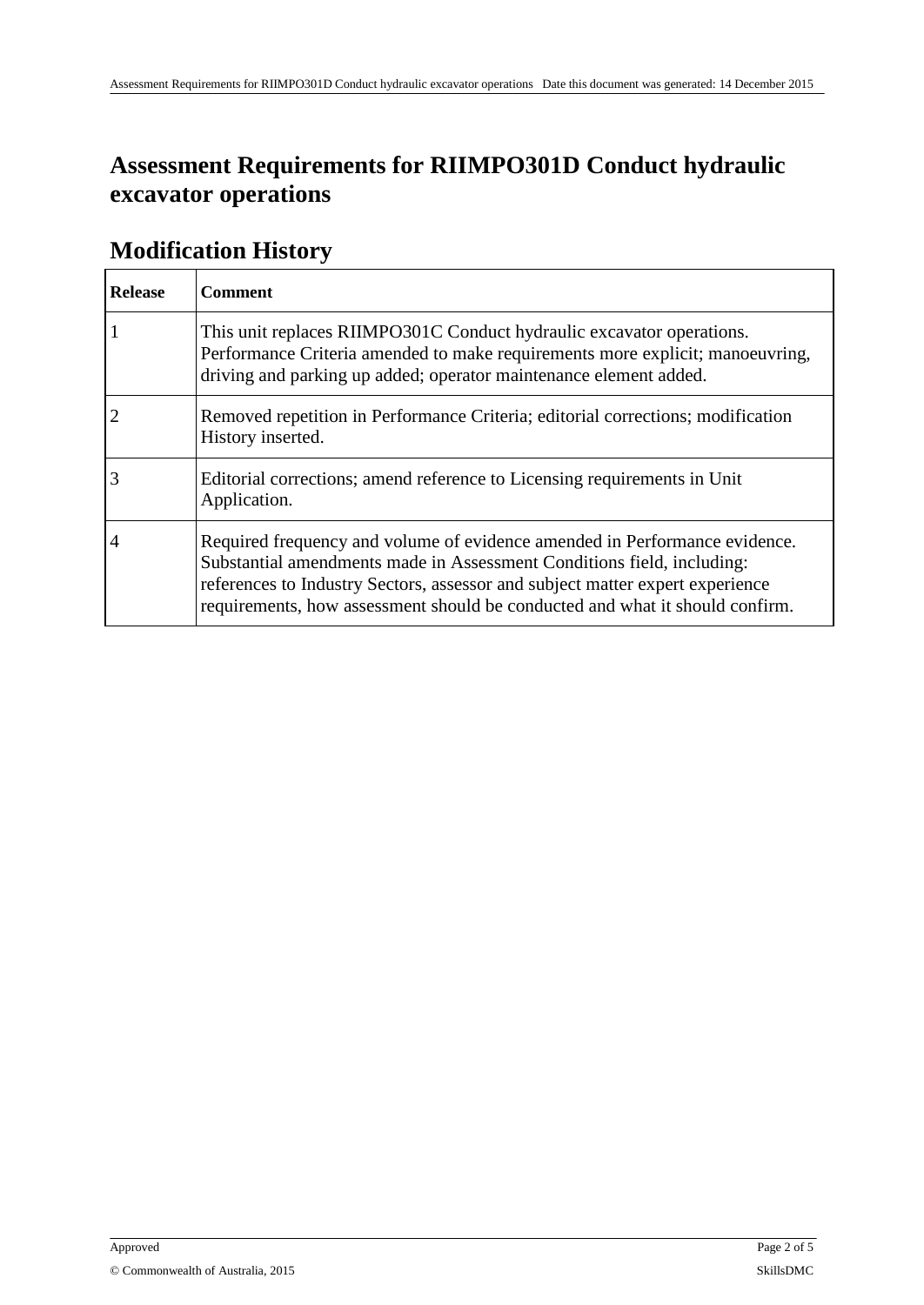# Assessment Requirements for RIIMPO301D Conduct hydraulic excavator operations

## Modification History

| Release | Comment |
| --- | --- |
| 1 | This unit replaces RIIMPO301C Conduct hydraulic excavator operations. Performance Criteria amended to make requirements more explicit; manoeuvring, driving and parking up added; operator maintenance element added. |
| 2 | Removed repetition in Performance Criteria; editorial corrections; modification History inserted. |
| 3 | Editorial corrections; amend reference to Licensing requirements in Unit Application. |
| 4 | Required frequency and volume of evidence amended in Performance evidence. Substantial amendments made in Assessment Conditions field, including: references to Industry Sectors, assessor and subject matter expert experience requirements, how assessment should be conducted and what it should confirm. |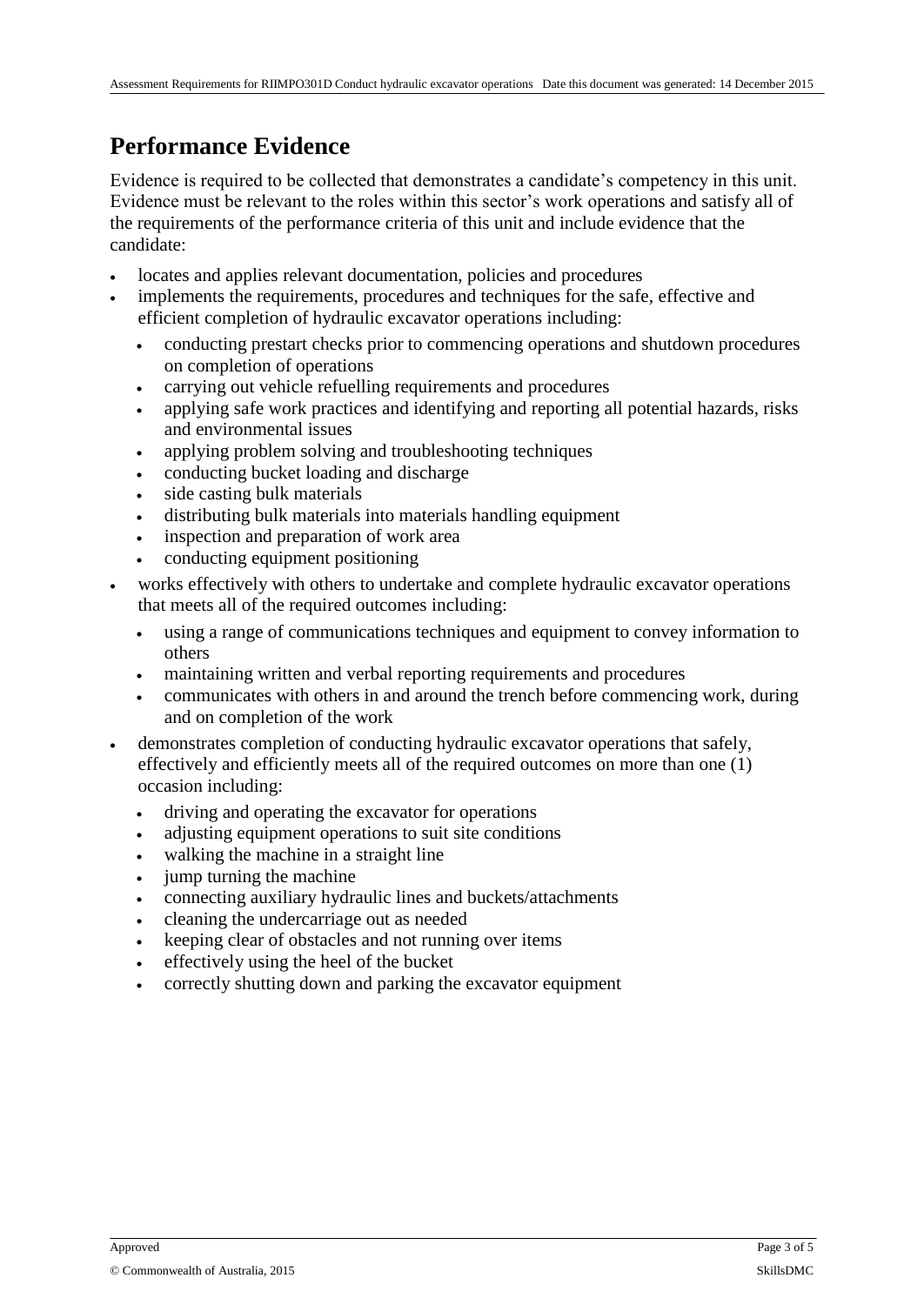## Performance Evidence

Evidence is required to be collected that demonstrates a candidate's competency in this unit. Evidence must be relevant to the roles within this sector's work operations and satisfy all of the requirements of the performance criteria of this unit and include evidence that the candidate:

- locates and applies relevant documentation, policies and procedures
- implements the requirements, procedures and techniques for the safe, effective and efficient completion of hydraulic excavator operations including:
  - conducting prestart checks prior to commencing operations and shutdown procedures on completion of operations
  - carrying out vehicle refuelling requirements and procedures
  - applying safe work practices and identifying and reporting all potential hazards, risks and environmental issues
  - applying problem solving and troubleshooting techniques
  - conducting bucket loading and discharge
  - side casting bulk materials
  - distributing bulk materials into materials handling equipment
  - inspection and preparation of work area
  - conducting equipment positioning
- works effectively with others to undertake and complete hydraulic excavator operations that meets all of the required outcomes including:
  - using a range of communications techniques and equipment to convey information to others
  - maintaining written and verbal reporting requirements and procedures
  - communicates with others in and around the trench before commencing work, during and on completion of the work
- demonstrates completion of conducting hydraulic excavator operations that safely, effectively and efficiently meets all of the required outcomes on more than one (1) occasion including:
  - driving and operating the excavator for operations
  - adjusting equipment operations to suit site conditions
  - walking the machine in a straight line
  - jump turning the machine
  - connecting auxiliary hydraulic lines and buckets/attachments
  - cleaning the undercarriage out as needed
  - keeping clear of obstacles and not running over items
  - effectively using the heel of the bucket
  - correctly shutting down and parking the excavator equipment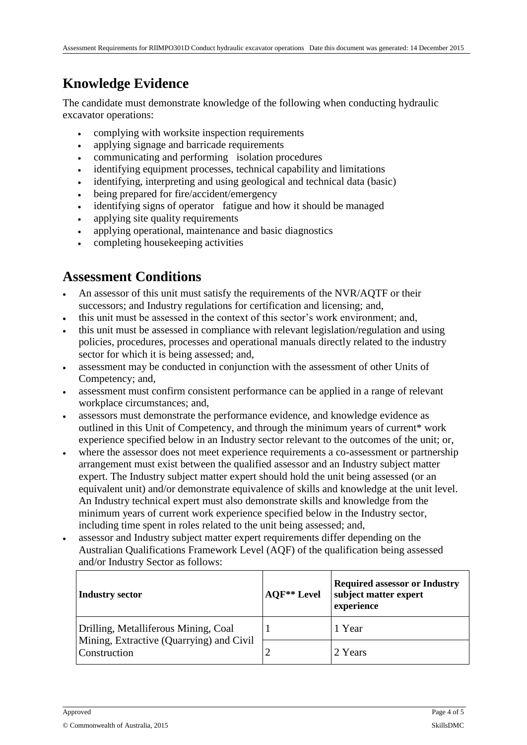## Knowledge Evidence

The candidate must demonstrate knowledge of the following when conducting hydraulic excavator operations:

- complying with worksite inspection requirements
- applying signage and barricade requirements
- communicating and performing isolation procedures
- identifying equipment processes, technical capability and limitations
- identifying, interpreting and using geological and technical data (basic)
- being prepared for fire/accident/emergency
- identifying signs of operator fatigue and how it should be managed
- applying site quality requirements
- applying operational, maintenance and basic diagnostics
- completing housekeeping activities

## Assessment Conditions

- An assessor of this unit must satisfy the requirements of the NVR/AQTF or their successors; and Industry regulations for certification and licensing; and,
- this unit must be assessed in the context of this sector's work environment; and,
- this unit must be assessed in compliance with relevant legislation/regulation and using policies, procedures, processes and operational manuals directly related to the industry sector for which it is being assessed; and,
- assessment may be conducted in conjunction with the assessment of other Units of Competency; and,
- assessment must confirm consistent performance can be applied in a range of relevant workplace circumstances; and,
- assessors must demonstrate the performance evidence, and knowledge evidence as outlined in this Unit of Competency, and through the minimum years of current* work experience specified below in an Industry sector relevant to the outcomes of the unit; or,
- where the assessor does not meet experience requirements a co-assessment or partnership arrangement must exist between the qualified assessor and an Industry subject matter expert. The Industry subject matter expert should hold the unit being assessed (or an equivalent unit) and/or demonstrate equivalence of skills and knowledge at the unit level. An Industry technical expert must also demonstrate skills and knowledge from the minimum years of current work experience specified below in the Industry sector, including time spent in roles related to the unit being assessed; and,
- assessor and Industry subject matter expert requirements differ depending on the Australian Qualifications Framework Level (AQF) of the qualification being assessed and/or Industry Sector as follows:

| Industry sector | AQF** Level | Required assessor or Industry subject matter expert experience |
|---|---|---|
| Drilling, Metalliferous Mining, Coal Mining, Extractive (Quarrying) and Civil Construction | 1 | 1 Year |
| | 2 | 2 Years |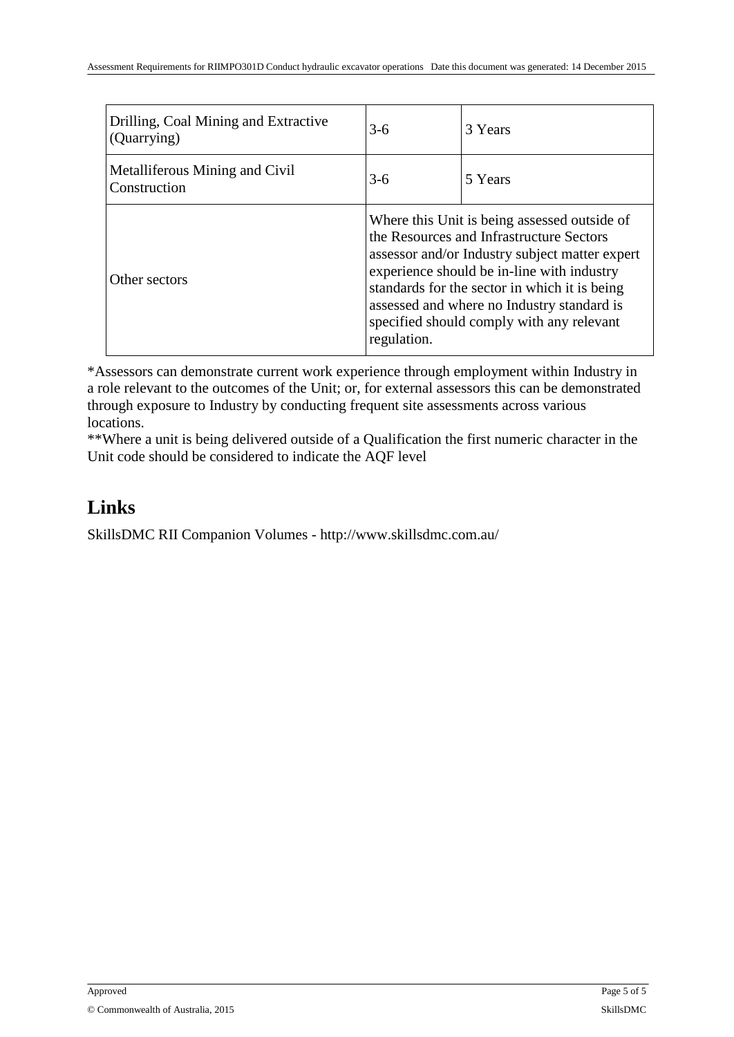| | | |
|---|---|---|
| Drilling, Coal Mining and Extractive (Quarrying) | 3-6 | 3 Years |
| Metalliferous Mining and Civil Construction | 3-6 | 5 Years |
| Other sectors | Where this Unit is being assessed outside of the Resources and Infrastructure Sectors assessor and/or Industry subject matter expert experience should be in-line with industry standards for the sector in which it is being assessed and where no Industry standard is specified should comply with any relevant regulation. | |

*Assessors can demonstrate current work experience through employment within Industry in a role relevant to the outcomes of the Unit; or, for external assessors this can be demonstrated through exposure to Industry by conducting frequent site assessments across various locations.

**Where a unit is being delivered outside of a Qualification the first numeric character in the Unit code should be considered to indicate the AQF level

## Links

SkillsDMC RII Companion Volumes - http://www.skillsdmc.com.au/